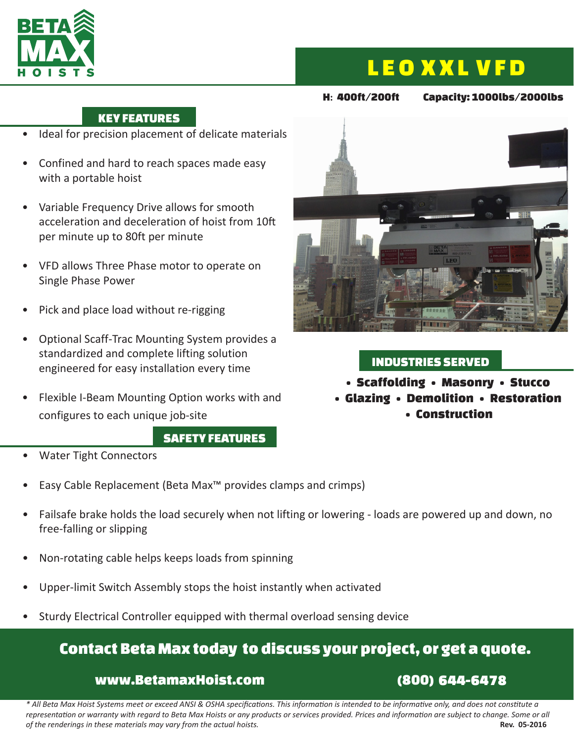# BETA MAX HOISTS

# LEO XXL VFD

**H: 400ft/200ft** **Capacity: 1000lbs/2000lbs**

## KEY FEATURES

- Ideal for precision placement of delicate materials
- Confined and hard to reach spaces made easy with a portable hoist
- Variable Frequency Drive allows for smooth acceleration and deceleration of hoist from 10ft per minute up to 80ft per minute
- VFD allows Three Phase motor to operate on Single Phase Power
- Pick and place load without re-rigging
- Optional Scaff-Trac Mounting System provides a standardized and complete lifting solution engineered for easy installation every time
- Flexible I-Beam Mounting Option works with and configures to each unique job-site

## INDUSTRIES SERVED

- Scaffolding • Masonry • Stucco
- Glazing • Demolition • Restoration
- Construction

## SAFETY FEATURES

- Water Tight Connectors
- Easy Cable Replacement (Beta Max™ provides clamps and crimps)
- Failsafe brake holds the load securely when not lifting or lowering - loads are powered up and down, no free-falling or slipping
- Non-rotating cable helps keeps loads from spinning
- Upper-limit Switch Assembly stops the hoist instantly when activated
- Sturdy Electrical Controller equipped with thermal overload sensing device

## Contact Beta Max today to discuss your project, or get a quote.

**www.BetamaxHoist.com** **(800) 644-6478**

*\* All Beta Max Hoist Systems meet or exceed ANSI & OSHA specifications. This information is intended to be informative only, and does not constitute a representation or warranty with regard to Beta Max Hoists or any products or services provided. Prices and information are subject to change. Some or all of the renderings in these materials may vary from the actual hoists.*

**Rev. 05-2016**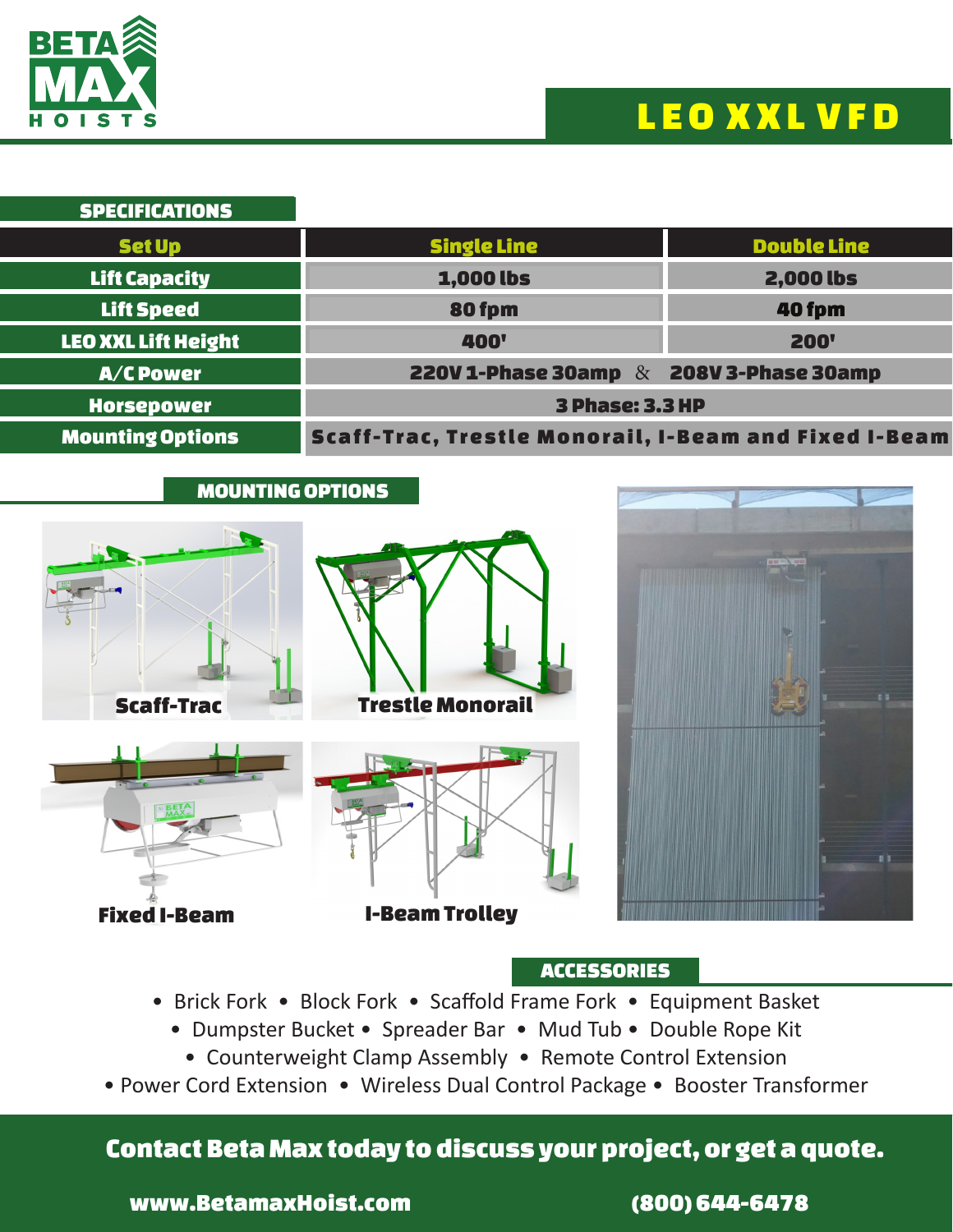# BETA MAX HOISTS

# LEO XXL VFD

## SPECIFICATIONS

| Set Up | Single Line | Double Line |
|---|---|---|
| Lift Capacity | 1,000 lbs | 2,000 lbs |
| Lift Speed | 80 fpm | 40 fpm |
| LEO XXL Lift Height | 400' | 200' |
| A/C Power | 220V 1-Phase 30amp & 208V 3-Phase 30amp | |
| Horsepower | 3 Phase: 3.3 HP | |
| Mounting Options | Scaff-Trac, Trestle Monorail, I-Beam and Fixed I-Beam | |

## MOUNTING OPTIONS

Scaff-Trac

Trestle Monorail

Fixed I-Beam

I-Beam Trolley

## ACCESSORIES

- Brick Fork
- Block Fork
- Scaffold Frame Fork
- Equipment Basket
- Dumpster Bucket
- Spreader Bar
- Mud Tub
- Double Rope Kit
- Counterweight Clamp Assembly
- Remote Control Extension
- Power Cord Extension
- Wireless Dual Control Package
- Booster Transformer

**Contact Beta Max today to discuss your project, or get a quote.**

**www.BetamaxHoist.com** **(800) 644-6478**